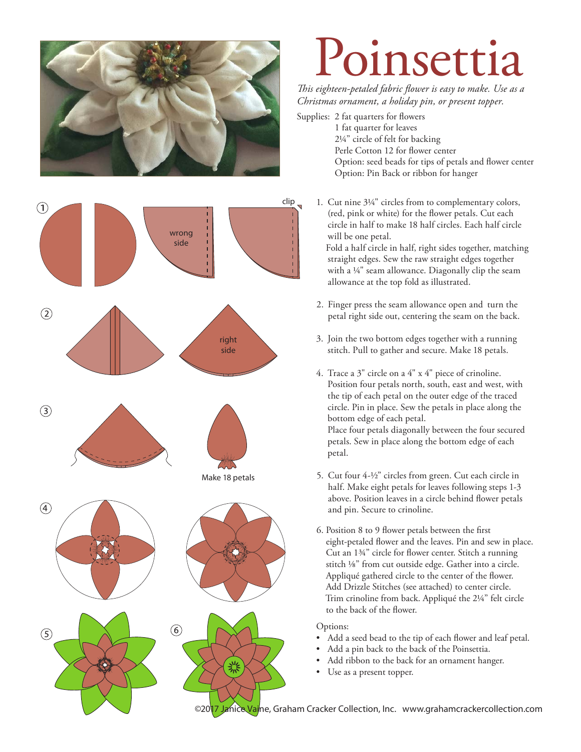# Poinsettia

*This eighteen-petaled fabric flower is easy to make. Use as a Christmas ornament, a holiday pin, or present topper.*

Supplies: 2 fat quarters for flowers
1 fat quarter for leaves
2¼" circle of felt for backing
Perle Cotton 12 for flower center
Option: seed beads for tips of petals and flower center
Option: Pin Back or ribbon for hanger

1. Cut nine 3¼" circles from to complementary colors, (red, pink or white) for the flower petals. Cut each circle in half to make 18 half circles. Each half circle will be one petal.
   Fold a half circle in half, right sides together, matching straight edges. Sew the raw straight edges together with a ¼" seam allowance. Diagonally clip the seam allowance at the top fold as illustrated.
2. Finger press the seam allowance open and turn the petal right side out, centering the seam on the back.
3. Join the two bottom edges together with a running stitch. Pull to gather and secure. Make 18 petals.
4. Trace a 3" circle on a 4" x 4" piece of crinoline. Position four petals north, south, east and west, with the tip of each petal on the outer edge of the traced circle. Pin in place. Sew the petals in place along the bottom edge of each petal.
   Place four petals diagonally between the four secured petals. Sew in place along the bottom edge of each petal.
5. Cut four 4-½" circles from green. Cut each circle in half. Make eight petals for leaves following steps 1-3 above. Position leaves in a circle behind flower petals and pin. Secure to crinoline.
6. Position 8 to 9 flower petals between the first eight-petaled flower and the leaves. Pin and sew in place. Cut an 1¾" circle for flower center. Stitch a running stitch ⅛" from cut outside edge. Gather into a circle. Appliqué gathered circle to the center of the flower. Add Drizzle Stitches (see attached) to center circle. Trim crinoline from back. Appliqué the 2¼" felt circle to the back of the flower.

Options:

- Add a seed bead to the tip of each flower and leaf petal.
- Add a pin back to the back of the Poinsettia.
- Add ribbon to the back for an ornament hanger.
- Use as a present topper.

©2017 Janice Vaine, Graham Cracker Collection, Inc. www.grahamcrackercollection.com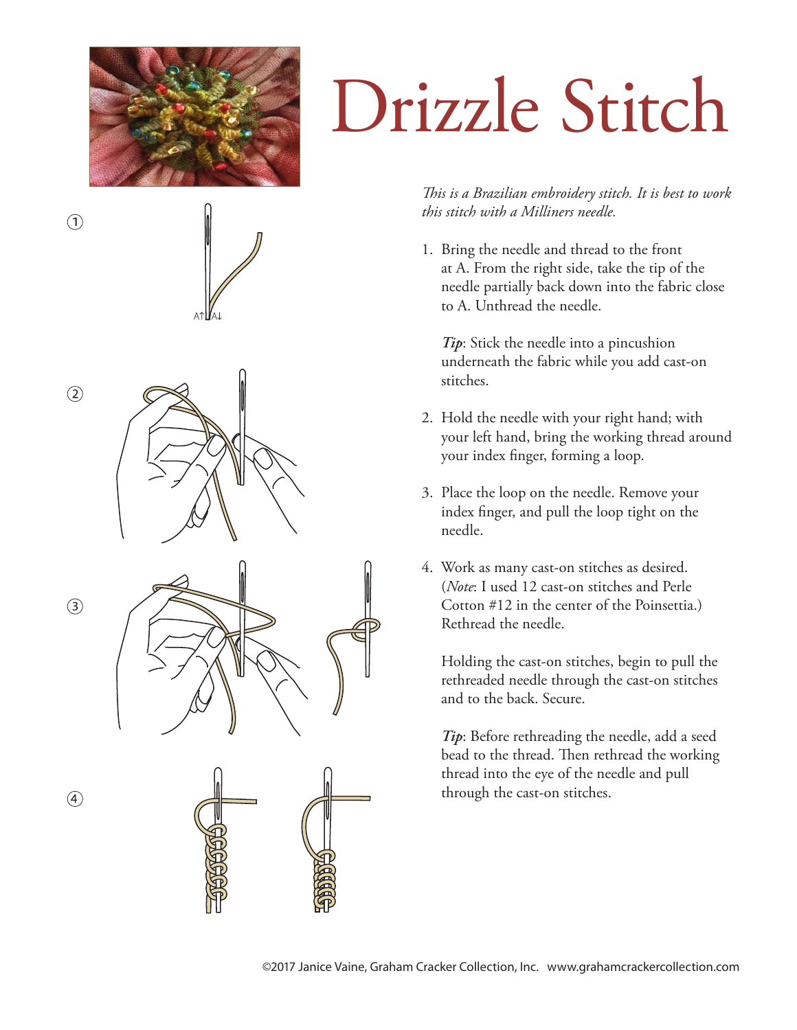# Drizzle Stitch

*This is a Brazilian embroidery stitch. It is best to work this stitch with a Milliners needle.*

1. Bring the needle and thread to the front at A. From the right side, take the tip of the needle partially back down into the fabric close to A. Unthread the needle.

   ***Tip***: Stick the needle into a pincushion underneath the fabric while you add cast-on stitches.

2. Hold the needle with your right hand; with your left hand, bring the working thread around your index finger, forming a loop.

3. Place the loop on the needle. Remove your index finger, and pull the loop tight on the needle.

4. Work as many cast-on stitches as desired. (*Note*: I used 12 cast-on stitches and Perle Cotton #12 in the center of the Poinsettia.) Rethread the needle.

   Holding the cast-on stitches, begin to pull the rethreaded needle through the cast-on stitches and to the back. Secure.

   ***Tip***: Before rethreading the needle, add a seed bead to the thread. Then rethread the working thread into the eye of the needle and pull through the cast-on stitches.

©2017 Janice Vaine, Graham Cracker Collection, Inc. www.grahamcrackercollection.com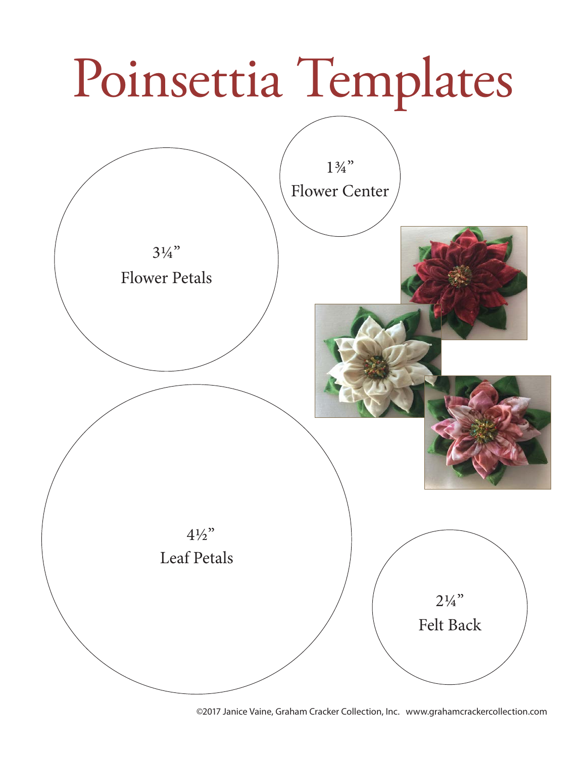# Poinsettia Templates

1¾"
Flower Center

3¼"
Flower Petals

4½"
Leaf Petals

2¼"
Felt Back

©2017 Janice Vaine, Graham Cracker Collection, Inc. www.grahamcrackercollection.com